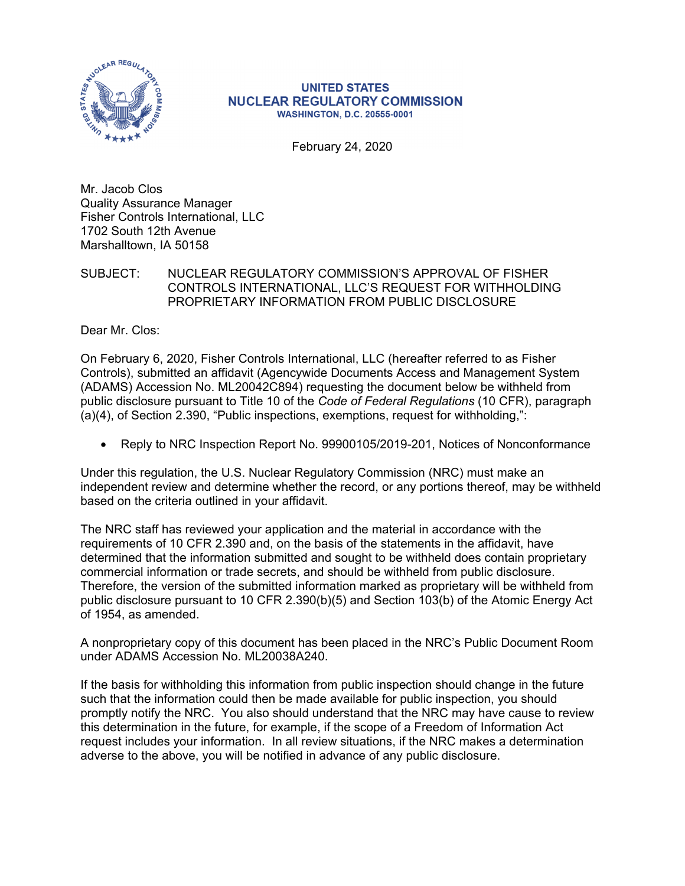**UNITED STATES**
**NUCLEAR REGULATORY COMMISSION**
**WASHINGTON, D.C. 20555-0001**

February 24, 2020

Mr. Jacob Clos
Quality Assurance Manager
Fisher Controls International, LLC
1702 South 12th Avenue
Marshalltown, IA 50158

SUBJECT: NUCLEAR REGULATORY COMMISSION'S APPROVAL OF FISHER CONTROLS INTERNATIONAL, LLC'S REQUEST FOR WITHHOLDING PROPRIETARY INFORMATION FROM PUBLIC DISCLOSURE

Dear Mr. Clos:

On February 6, 2020, Fisher Controls International, LLC (hereafter referred to as Fisher Controls), submitted an affidavit (Agencywide Documents Access and Management System (ADAMS) Accession No. ML20042C894) requesting the document below be withheld from public disclosure pursuant to Title 10 of the *Code of Federal Regulations* (10 CFR), paragraph (a)(4), of Section 2.390, "Public inspections, exemptions, request for withholding,":

- Reply to NRC Inspection Report No. 99900105/2019-201, Notices of Nonconformance

Under this regulation, the U.S. Nuclear Regulatory Commission (NRC) must make an independent review and determine whether the record, or any portions thereof, may be withheld based on the criteria outlined in your affidavit.

The NRC staff has reviewed your application and the material in accordance with the requirements of 10 CFR 2.390 and, on the basis of the statements in the affidavit, have determined that the information submitted and sought to be withheld does contain proprietary commercial information or trade secrets, and should be withheld from public disclosure. Therefore, the version of the submitted information marked as proprietary will be withheld from public disclosure pursuant to 10 CFR 2.390(b)(5) and Section 103(b) of the Atomic Energy Act of 1954, as amended.

A nonproprietary copy of this document has been placed in the NRC's Public Document Room under ADAMS Accession No. ML20038A240.

If the basis for withholding this information from public inspection should change in the future such that the information could then be made available for public inspection, you should promptly notify the NRC. You also should understand that the NRC may have cause to review this determination in the future, for example, if the scope of a Freedom of Information Act request includes your information. In all review situations, if the NRC makes a determination adverse to the above, you will be notified in advance of any public disclosure.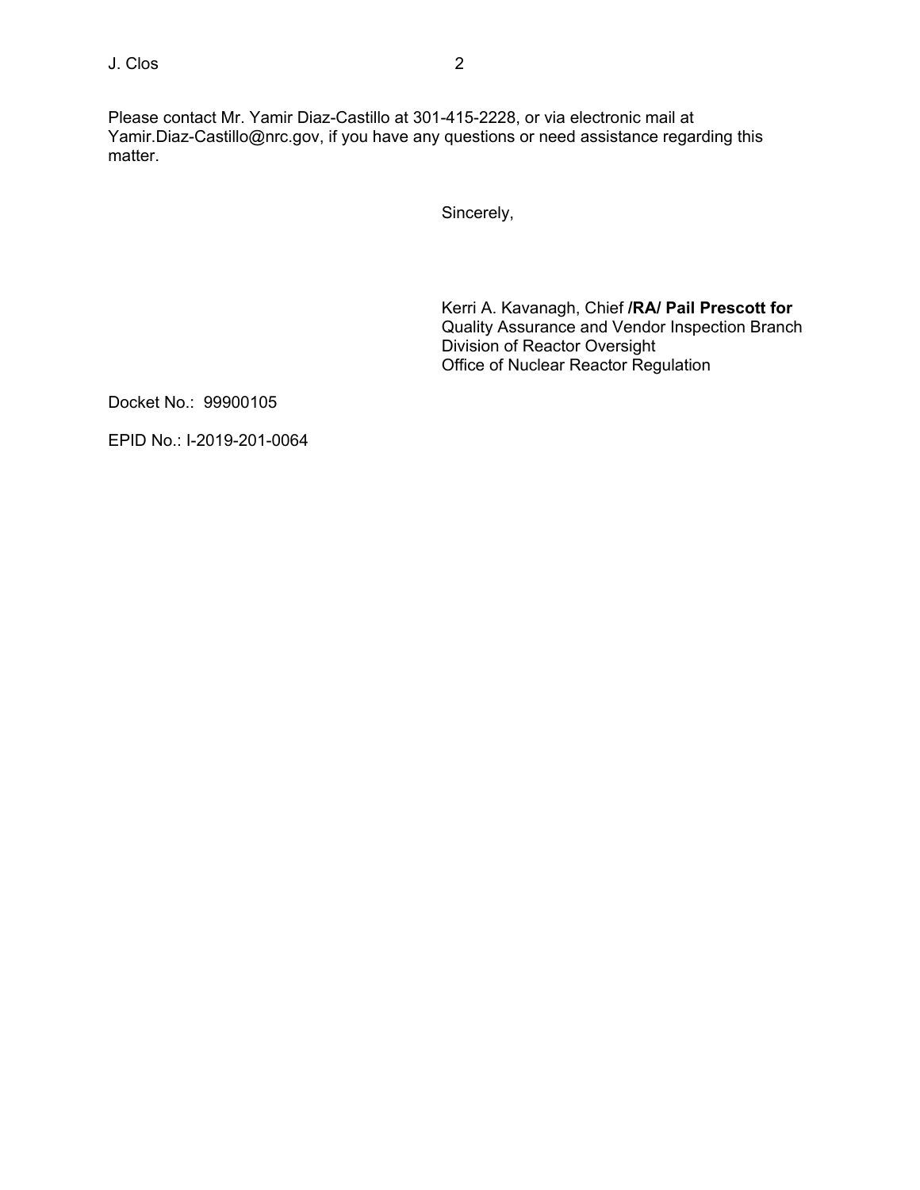Please contact Mr. Yamir Diaz-Castillo at 301-415-2228, or via electronic mail at Yamir.Diaz-Castillo@nrc.gov, if you have any questions or need assistance regarding this matter.

Sincerely,

Kerri A. Kavanagh, Chief **/RA/ Pail Prescott for**
Quality Assurance and Vendor Inspection Branch
Division of Reactor Oversight
Office of Nuclear Reactor Regulation

Docket No.: 99900105

EPID No.: I-2019-201-0064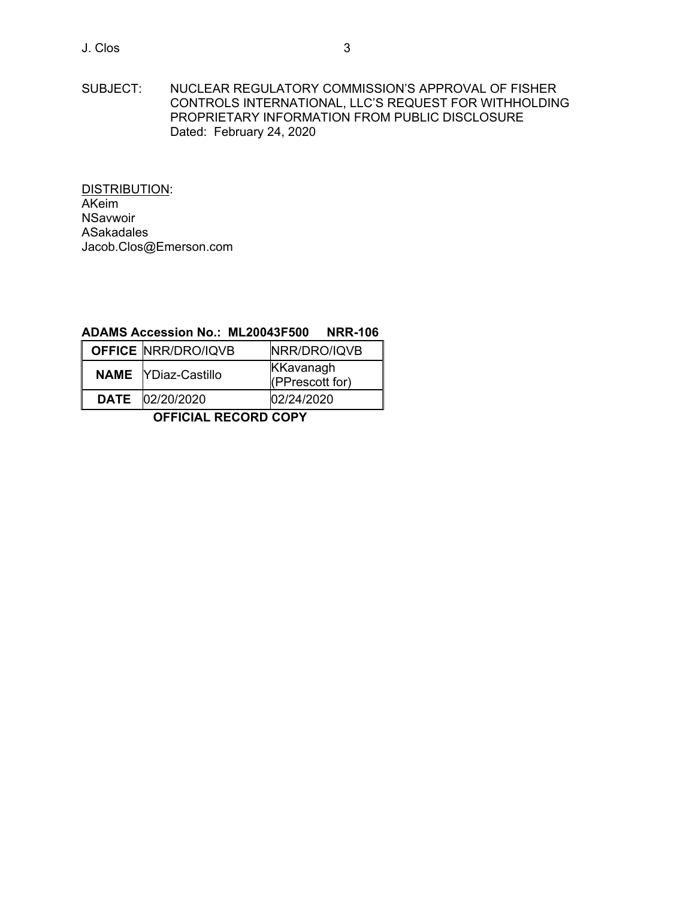SUBJECT: NUCLEAR REGULATORY COMMISSION'S APPROVAL OF FISHER CONTROLS INTERNATIONAL, LLC'S REQUEST FOR WITHHOLDING PROPRIETARY INFORMATION FROM PUBLIC DISCLOSURE
Dated: February 24, 2020

DISTRIBUTION:
AKeim
NSavwoir
ASakadales
Jacob.Clos@Emerson.com

**ADAMS Accession No.: ML20043F500 NRR-106**

| | | |
|---|---|---|
| **OFFICE** | NRR/DRO/IQVB | NRR/DRO/IQVB |
| **NAME** | YDiaz-Castillo | KKavanagh (PPrescott for) |
| **DATE** | 02/20/2020 | 02/24/2020 |

**OFFICIAL RECORD COPY**